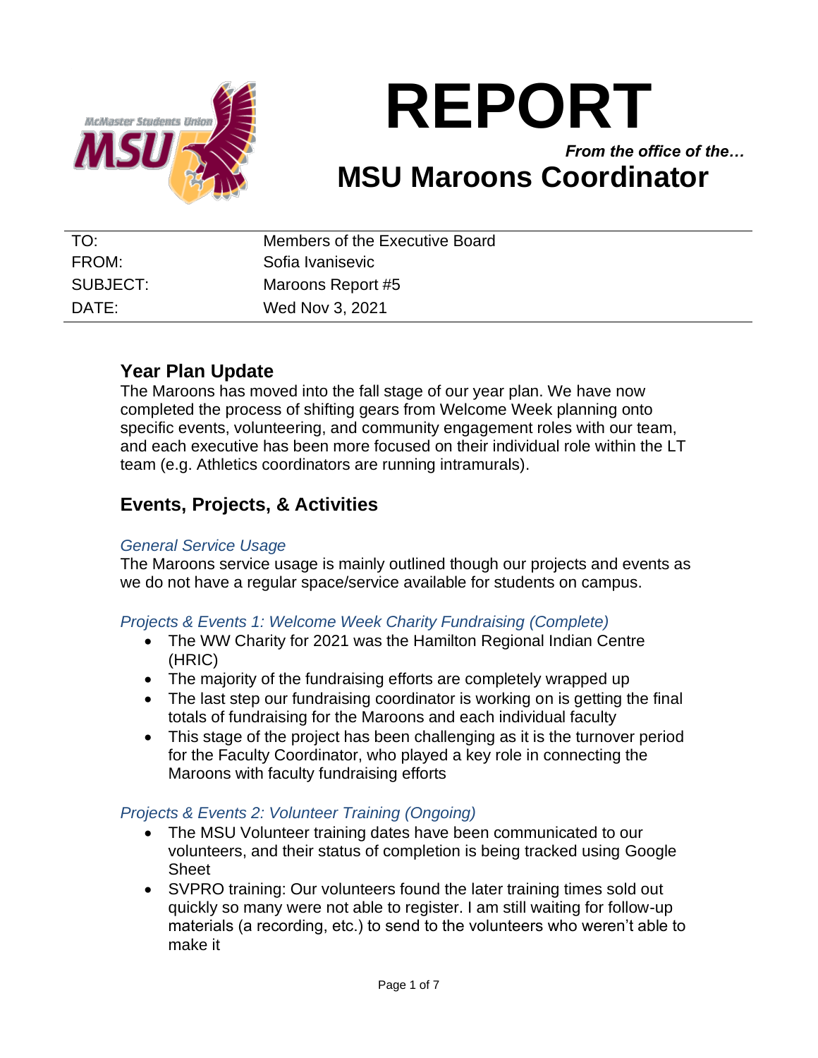# REPORT

*From the office of the…*

## MSU Maroons Coordinator

| | |
|---|---|
| TO: | Members of the Executive Board |
| FROM: | Sofia Ivanisevic |
| SUBJECT: | Maroons Report #5 |
| DATE: | Wed Nov 3, 2021 |

## Year Plan Update

The Maroons has moved into the fall stage of our year plan. We have now completed the process of shifting gears from Welcome Week planning onto specific events, volunteering, and community engagement roles with our team, and each executive has been more focused on their individual role within the LT team (e.g. Athletics coordinators are running intramurals).

## Events, Projects, & Activities

### *General Service Usage*

The Maroons service usage is mainly outlined though our projects and events as we do not have a regular space/service available for students on campus.

### *Projects & Events 1: Welcome Week Charity Fundraising (Complete)*

- The WW Charity for 2021 was the Hamilton Regional Indian Centre (HRIC)
- The majority of the fundraising efforts are completely wrapped up
- The last step our fundraising coordinator is working on is getting the final totals of fundraising for the Maroons and each individual faculty
- This stage of the project has been challenging as it is the turnover period for the Faculty Coordinator, who played a key role in connecting the Maroons with faculty fundraising efforts

### *Projects & Events 2: Volunteer Training (Ongoing)*

- The MSU Volunteer training dates have been communicated to our volunteers, and their status of completion is being tracked using Google Sheet
- SVPRO training: Our volunteers found the later training times sold out quickly so many were not able to register. I am still waiting for follow-up materials (a recording, etc.) to send to the volunteers who weren't able to make it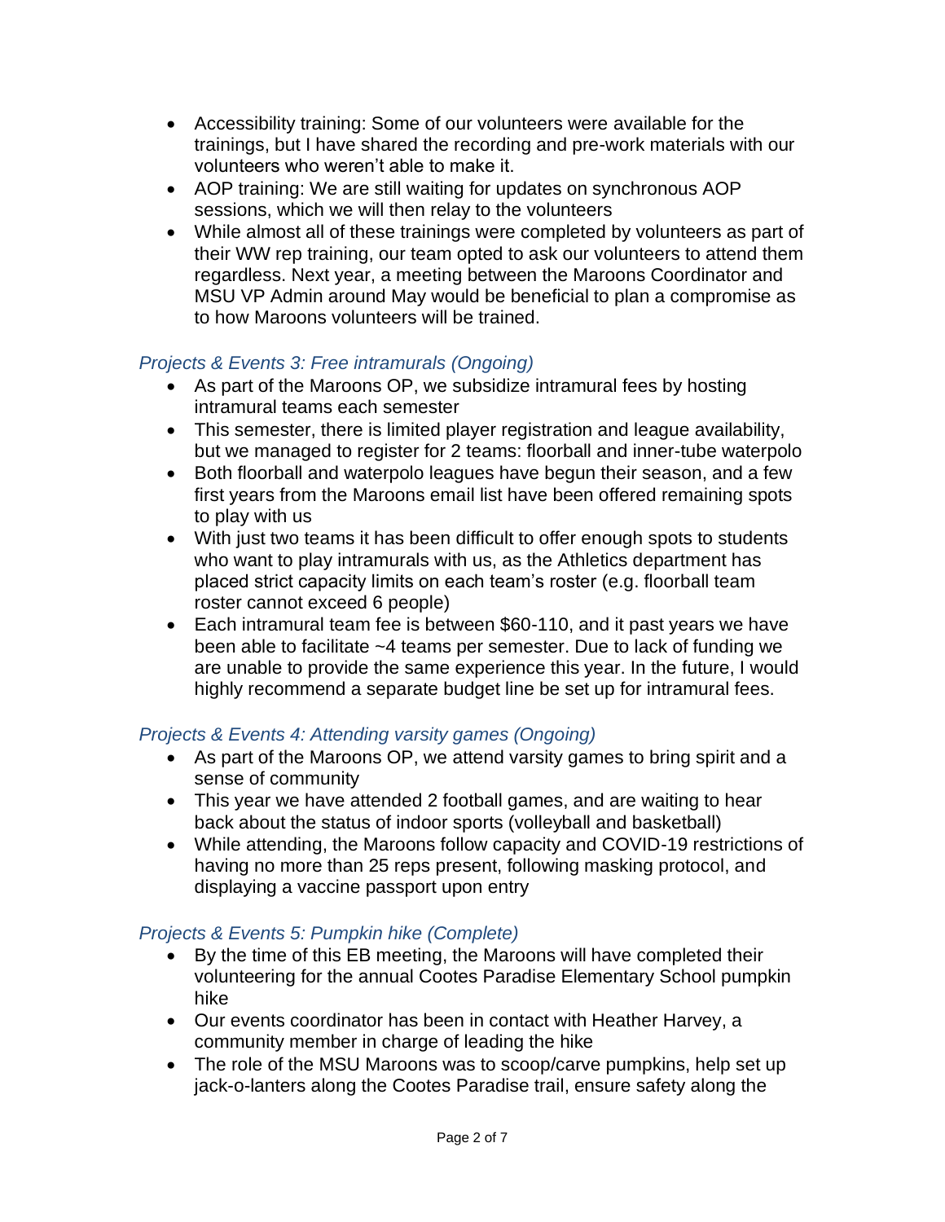- Accessibility training: Some of our volunteers were available for the trainings, but I have shared the recording and pre-work materials with our volunteers who weren't able to make it.
- AOP training: We are still waiting for updates on synchronous AOP sessions, which we will then relay to the volunteers
- While almost all of these trainings were completed by volunteers as part of their WW rep training, our team opted to ask our volunteers to attend them regardless. Next year, a meeting between the Maroons Coordinator and MSU VP Admin around May would be beneficial to plan a compromise as to how Maroons volunteers will be trained.

### *Projects & Events 3: Free intramurals (Ongoing)*

- As part of the Maroons OP, we subsidize intramural fees by hosting intramural teams each semester
- This semester, there is limited player registration and league availability, but we managed to register for 2 teams: floorball and inner-tube waterpolo
- Both floorball and waterpolo leagues have begun their season, and a few first years from the Maroons email list have been offered remaining spots to play with us
- With just two teams it has been difficult to offer enough spots to students who want to play intramurals with us, as the Athletics department has placed strict capacity limits on each team's roster (e.g. floorball team roster cannot exceed 6 people)
- Each intramural team fee is between $60-110, and it past years we have been able to facilitate ~4 teams per semester. Due to lack of funding we are unable to provide the same experience this year. In the future, I would highly recommend a separate budget line be set up for intramural fees.

### *Projects & Events 4: Attending varsity games (Ongoing)*

- As part of the Maroons OP, we attend varsity games to bring spirit and a sense of community
- This year we have attended 2 football games, and are waiting to hear back about the status of indoor sports (volleyball and basketball)
- While attending, the Maroons follow capacity and COVID-19 restrictions of having no more than 25 reps present, following masking protocol, and displaying a vaccine passport upon entry

### *Projects & Events 5: Pumpkin hike (Complete)*

- By the time of this EB meeting, the Maroons will have completed their volunteering for the annual Cootes Paradise Elementary School pumpkin hike
- Our events coordinator has been in contact with Heather Harvey, a community member in charge of leading the hike
- The role of the MSU Maroons was to scoop/carve pumpkins, help set up jack-o-lanters along the Cootes Paradise trail, ensure safety along the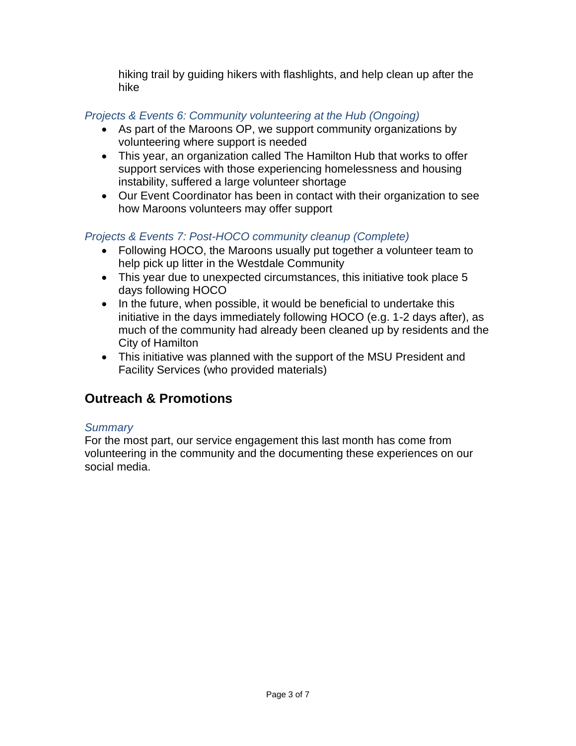hiking trail by guiding hikers with flashlights, and help clean up after the hike

*Projects & Events 6: Community volunteering at the Hub (Ongoing)*

- As part of the Maroons OP, we support community organizations by volunteering where support is needed
- This year, an organization called The Hamilton Hub that works to offer support services with those experiencing homelessness and housing instability, suffered a large volunteer shortage
- Our Event Coordinator has been in contact with their organization to see how Maroons volunteers may offer support

*Projects & Events 7: Post-HOCO community cleanup (Complete)*

- Following HOCO, the Maroons usually put together a volunteer team to help pick up litter in the Westdale Community
- This year due to unexpected circumstances, this initiative took place 5 days following HOCO
- In the future, when possible, it would be beneficial to undertake this initiative in the days immediately following HOCO (e.g. 1-2 days after), as much of the community had already been cleaned up by residents and the City of Hamilton
- This initiative was planned with the support of the MSU President and Facility Services (who provided materials)

## Outreach & Promotions

*Summary*

For the most part, our service engagement this last month has come from volunteering in the community and the documenting these experiences on our social media.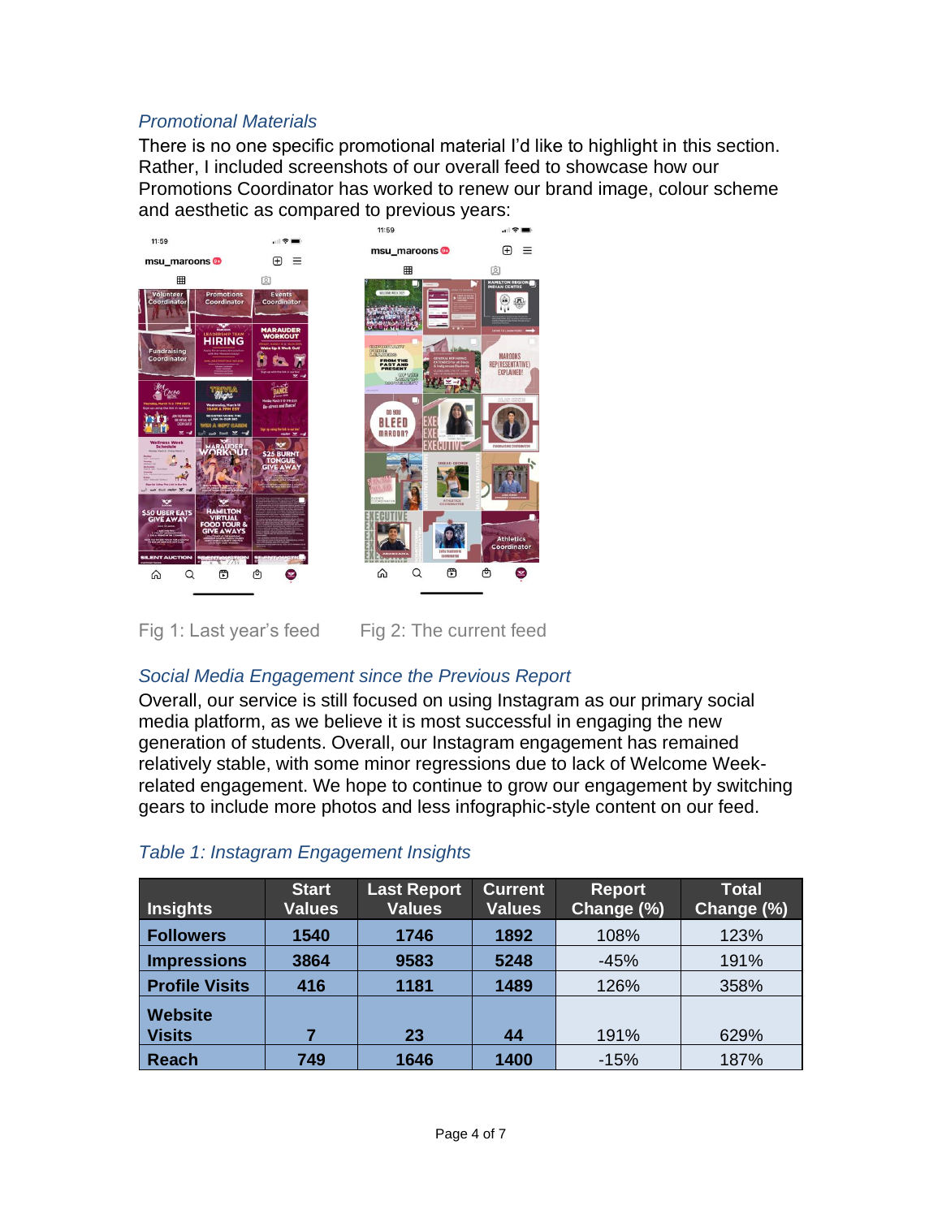### *Promotional Materials*

There is no one specific promotional material I'd like to highlight in this section. Rather, I included screenshots of our overall feed to showcase how our Promotions Coordinator has worked to renew our brand image, colour scheme and aesthetic as compared to previous years:

Fig 1: Last year's feed

Fig 2: The current feed

### *Social Media Engagement since the Previous Report*

Overall, our service is still focused on using Instagram as our primary social media platform, as we believe it is most successful in engaging the new generation of students. Overall, our Instagram engagement has remained relatively stable, with some minor regressions due to lack of Welcome Week-related engagement. We hope to continue to grow our engagement by switching gears to include more photos and less infographic-style content on our feed.

### *Table 1: Instagram Engagement Insights*

| Insights | Start Values | Last Report Values | Current Values | Report Change (%) | Total Change (%) |
|---|---|---|---|---|---|
| **Followers** | **1540** | **1746** | **1892** | 108% | 123% |
| **Impressions** | **3864** | **9583** | **5248** | -45% | 191% |
| **Profile Visits** | **416** | **1181** | **1489** | 126% | 358% |
| **Website Visits** | **7** | **23** | **44** | 191% | 629% |
| **Reach** | **749** | **1646** | **1400** | -15% | 187% |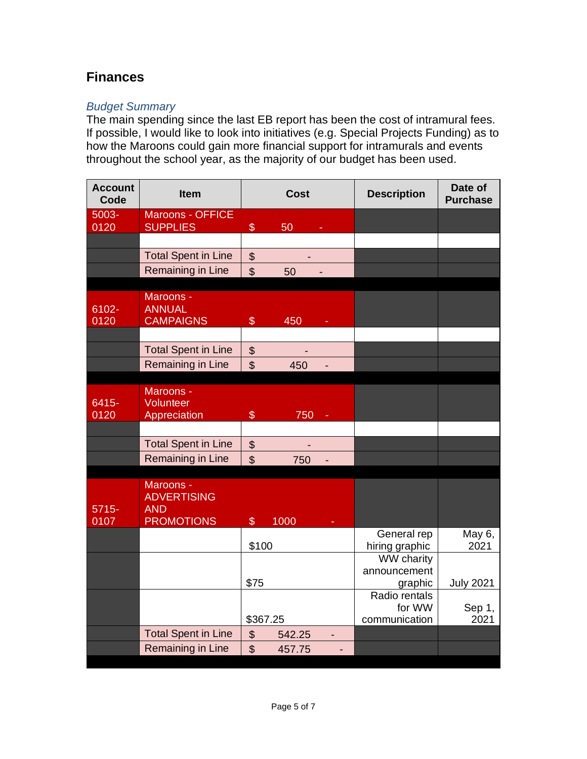## Finances

### *Budget Summary*

The main spending since the last EB report has been the cost of intramural fees. If possible, I would like to look into initiatives (e.g. Special Projects Funding) as to how the Maroons could gain more financial support for intramurals and events throughout the school year, as the majority of our budget has been used.

| Account Code | Item | Cost | Description | Date of Purchase |
|---|---|---|---|---|
| 5003-0120 | Maroons - OFFICE SUPPLIES | $ 50 - | | |
| | | | | |
| | Total Spent in Line | $ - | | |
| | Remaining in Line | $ 50 - | | |
| | | | | |
| 6102-0120 | Maroons - ANNUAL CAMPAIGNS | $ 450 - | | |
| | | | | |
| | Total Spent in Line | $ - | | |
| | Remaining in Line | $ 450 - | | |
| | | | | |
| 6415-0120 | Maroons - Volunteer Appreciation | $ 750 - | | |
| | | | | |
| | Total Spent in Line | $ - | | |
| | Remaining in Line | $ 750 - | | |
| | | | | |
| 5715-0107 | Maroons - ADVERTISING AND PROMOTIONS | $ 1000 - | | |
| | | $100 | General rep hiring graphic | May 6, 2021 |
| | | $75 | WW charity announcement graphic | July 2021 |
| | | $367.25 | Radio rentals for WW communication | Sep 1, 2021 |
| | Total Spent in Line | $ 542.25 - | | |
| | Remaining in Line | $ 457.75 - | | |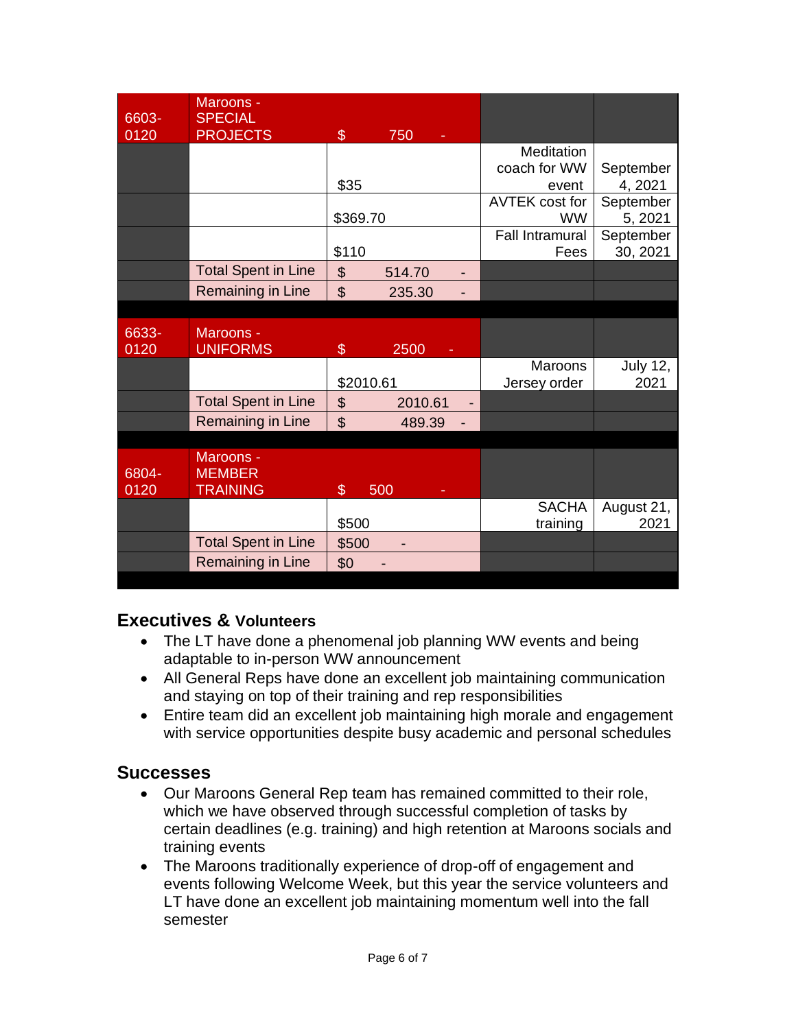| 6603-0120 | Maroons - SPECIAL PROJECTS | $ 750 - | | |
|---|---|---|---|---|
| | | $35 | Meditation coach for WW event | September 4, 2021 |
| | | $369.70 | AVTEK cost for WW | September 5, 2021 |
| | | $110 | Fall Intramural Fees | September 30, 2021 |
| | Total Spent in Line | $ 514.70 - | | |
| | Remaining in Line | $ 235.30 - | | |

| 6633-0120 | Maroons - UNIFORMS | $ 2500 - | | |
|---|---|---|---|---|
| | | $2010.61 | Maroons Jersey order | July 12, 2021 |
| | Total Spent in Line | $ 2010.61 - | | |
| | Remaining in Line | $ 489.39 - | | |

| 6804-0120 | Maroons - MEMBER TRAINING | $ 500 - | | |
|---|---|---|---|---|
| | | $500 | SACHA training | August 21, 2021 |
| | Total Spent in Line | $500 - | | |
| | Remaining in Line | $0 - | | |

## Executives & Volunteers

- The LT have done a phenomenal job planning WW events and being adaptable to in-person WW announcement
- All General Reps have done an excellent job maintaining communication and staying on top of their training and rep responsibilities
- Entire team did an excellent job maintaining high morale and engagement with service opportunities despite busy academic and personal schedules

## Successes

- Our Maroons General Rep team has remained committed to their role, which we have observed through successful completion of tasks by certain deadlines (e.g. training) and high retention at Maroons socials and training events
- The Maroons traditionally experience of drop-off of engagement and events following Welcome Week, but this year the service volunteers and LT have done an excellent job maintaining momentum well into the fall semester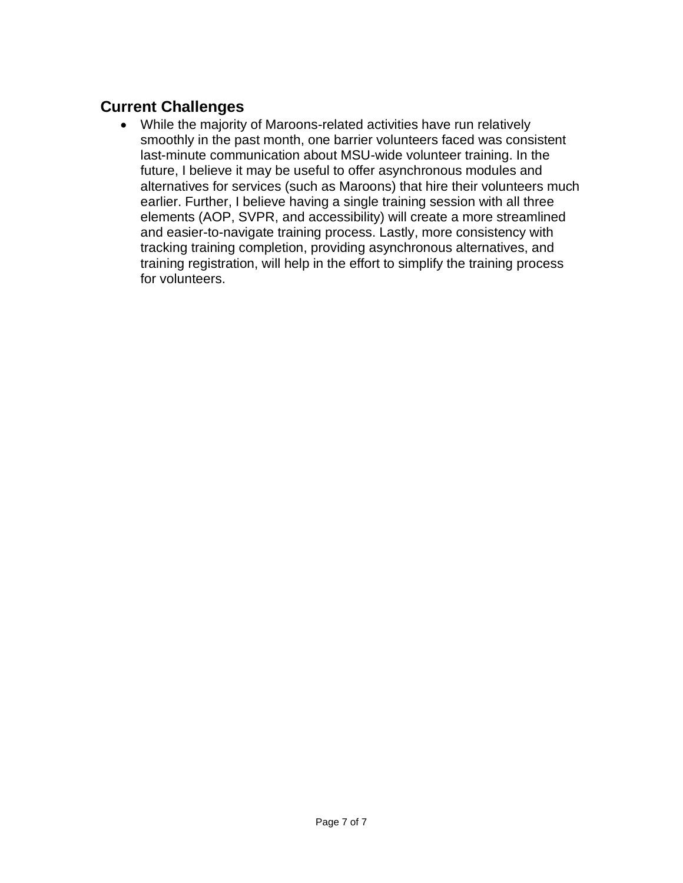## Current Challenges

- While the majority of Maroons-related activities have run relatively smoothly in the past month, one barrier volunteers faced was consistent last-minute communication about MSU-wide volunteer training. In the future, I believe it may be useful to offer asynchronous modules and alternatives for services (such as Maroons) that hire their volunteers much earlier. Further, I believe having a single training session with all three elements (AOP, SVPR, and accessibility) will create a more streamlined and easier-to-navigate training process. Lastly, more consistency with tracking training completion, providing asynchronous alternatives, and training registration, will help in the effort to simplify the training process for volunteers.